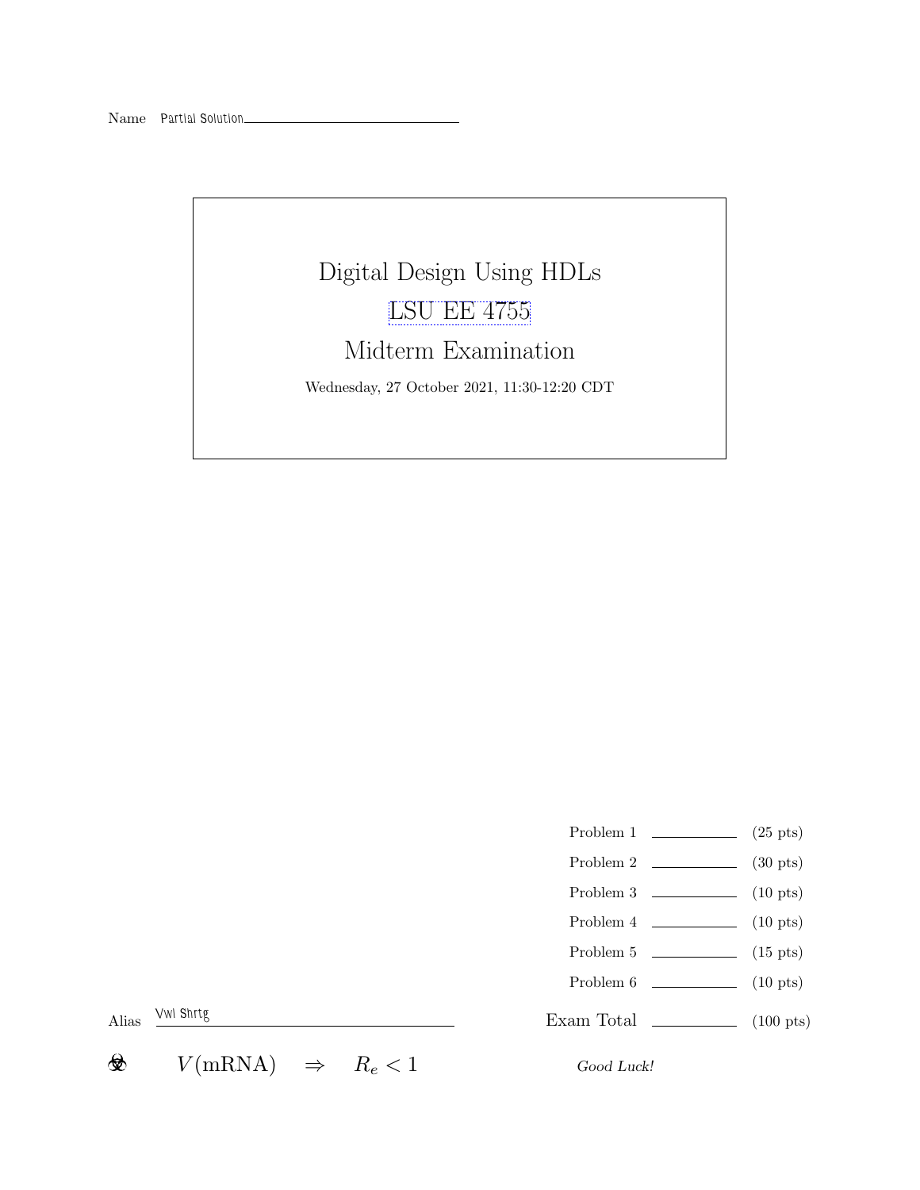Name Partial Solution

# Digital Design Using HDLs

## LSU EE 4755

## Midterm Examination

Wednesday, 27 October 2021, 11:30-12:20 CDT

| | | |
|---|---|---|
| Problem 1 | | (25 pts) |
| Problem 2 | | (30 pts) |
| Problem 3 | | (10 pts) |
| Problem 4 | | (10 pts) |
| Problem 5 | | (15 pts) |
| Problem 6 | | (10 pts) |
| Exam Total | | (100 pts) |

Alias Vwl Shrtg

☣ $V(\text{mRNA}) \Rightarrow R_e < 1$

*Good Luck!*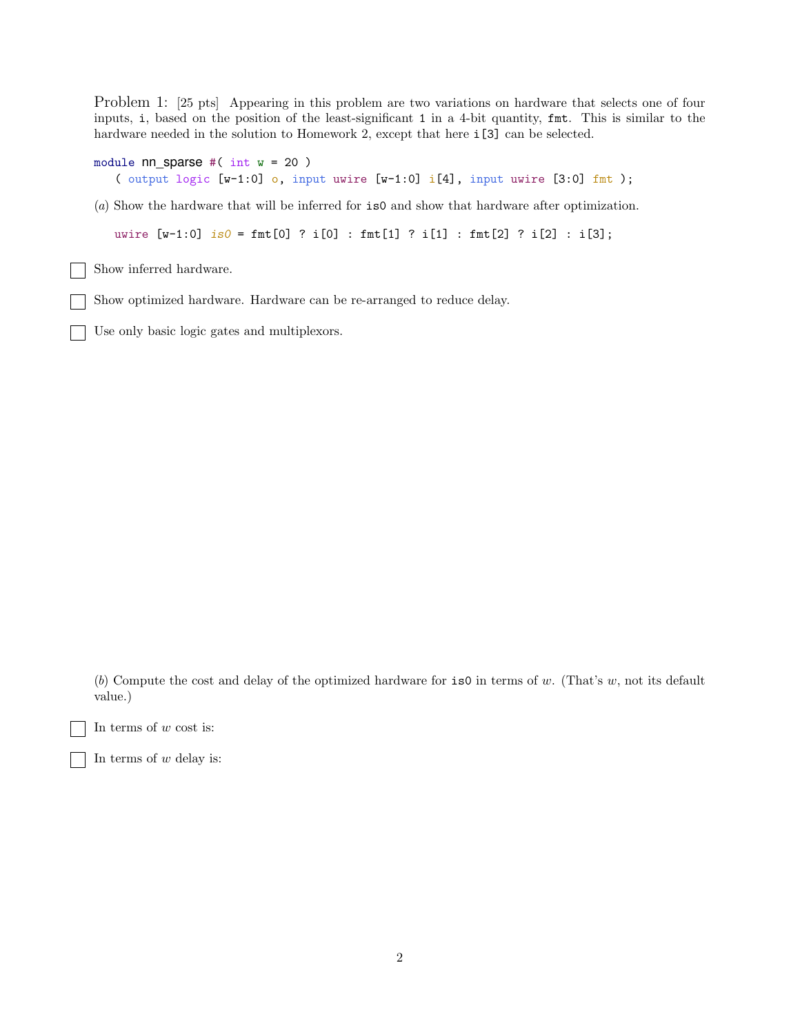Problem 1: [25 pts] Appearing in this problem are two variations on hardware that selects one of four inputs, `i`, based on the position of the least-significant `1` in a 4-bit quantity, `fmt`. This is similar to the hardware needed in the solution to Homework 2, except that here `i[3]` can be selected.

```
module nn_sparse #( int w = 20 )
   ( output logic [w-1:0] o, input uwire [w-1:0] i[4], input uwire [3:0] fmt );
```

(*a*) Show the hardware that will be inferred for `is0` and show that hardware after optimization.

```
   uwire [w-1:0] is0 = fmt[0] ? i[0] : fmt[1] ? i[1] : fmt[2] ? i[2] : i[3];
```

☐ Show inferred hardware.

☐ Show optimized hardware. Hardware can be re-arranged to reduce delay.

☐ Use only basic logic gates and multiplexors.

(*b*) Compute the cost and delay of the optimized hardware for `is0` in terms of $w$. (That's $w$, not its default value.)

☐ In terms of $w$ cost is:

☐ In terms of $w$ delay is: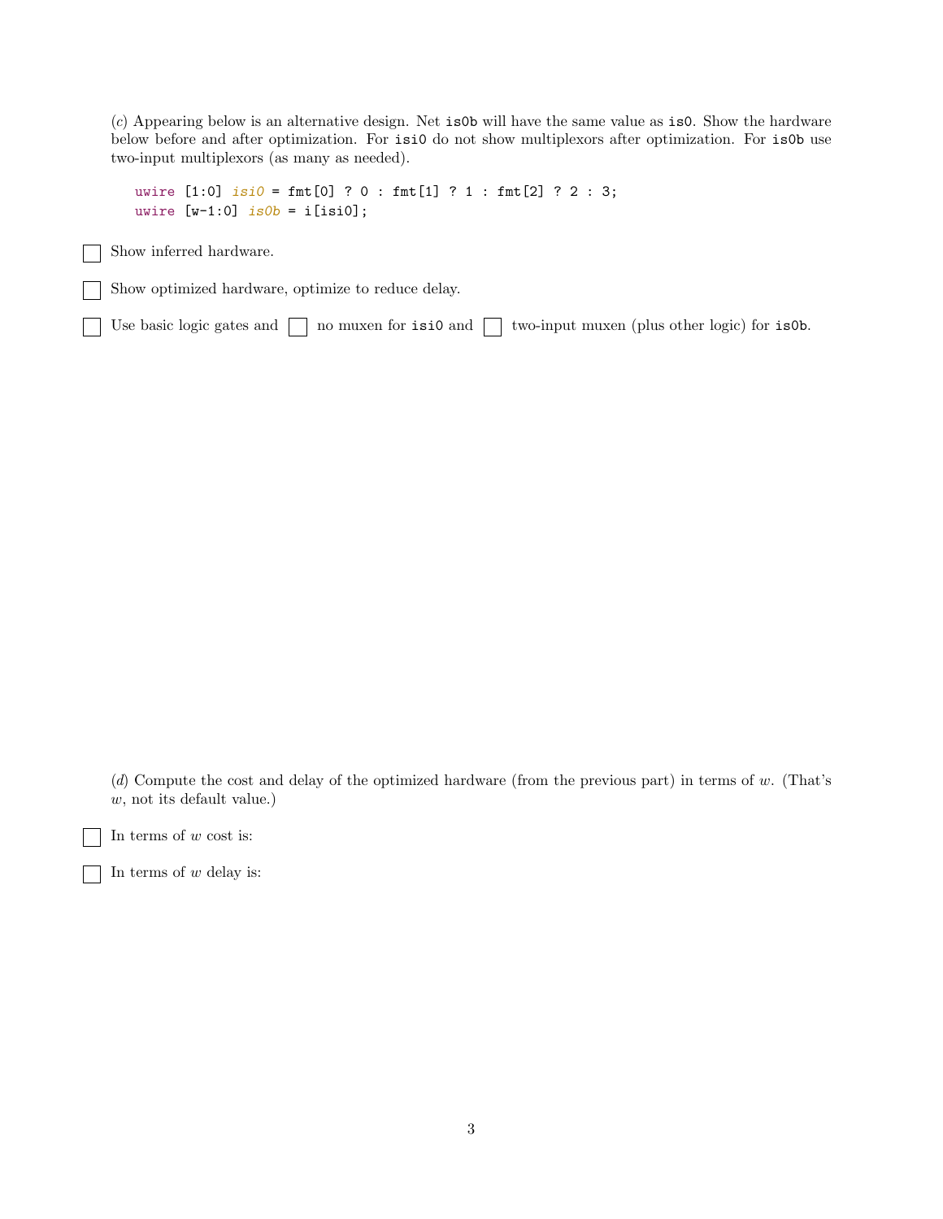(*c*) Appearing below is an alternative design. Net `is0b` will have the same value as `is0`. Show the hardware below before and after optimization. For `isi0` do not show multiplexors after optimization. For `is0b` use two-input multiplexors (as many as needed).

```
uwire [1:0] isi0 = fmt[0] ? 0 : fmt[1] ? 1 : fmt[2] ? 2 : 3;
uwire [w-1:0] is0b = i[isi0];
```

☐ Show inferred hardware.

☐ Show optimized hardware, optimize to reduce delay.

☐ Use basic logic gates and ☐ no muxen for `isi0` and ☐ two-input muxen (plus other logic) for `is0b`.

(*d*) Compute the cost and delay of the optimized hardware (from the previous part) in terms of $w$. (That's $w$, not its default value.)

☐ In terms of $w$ cost is:

☐ In terms of $w$ delay is: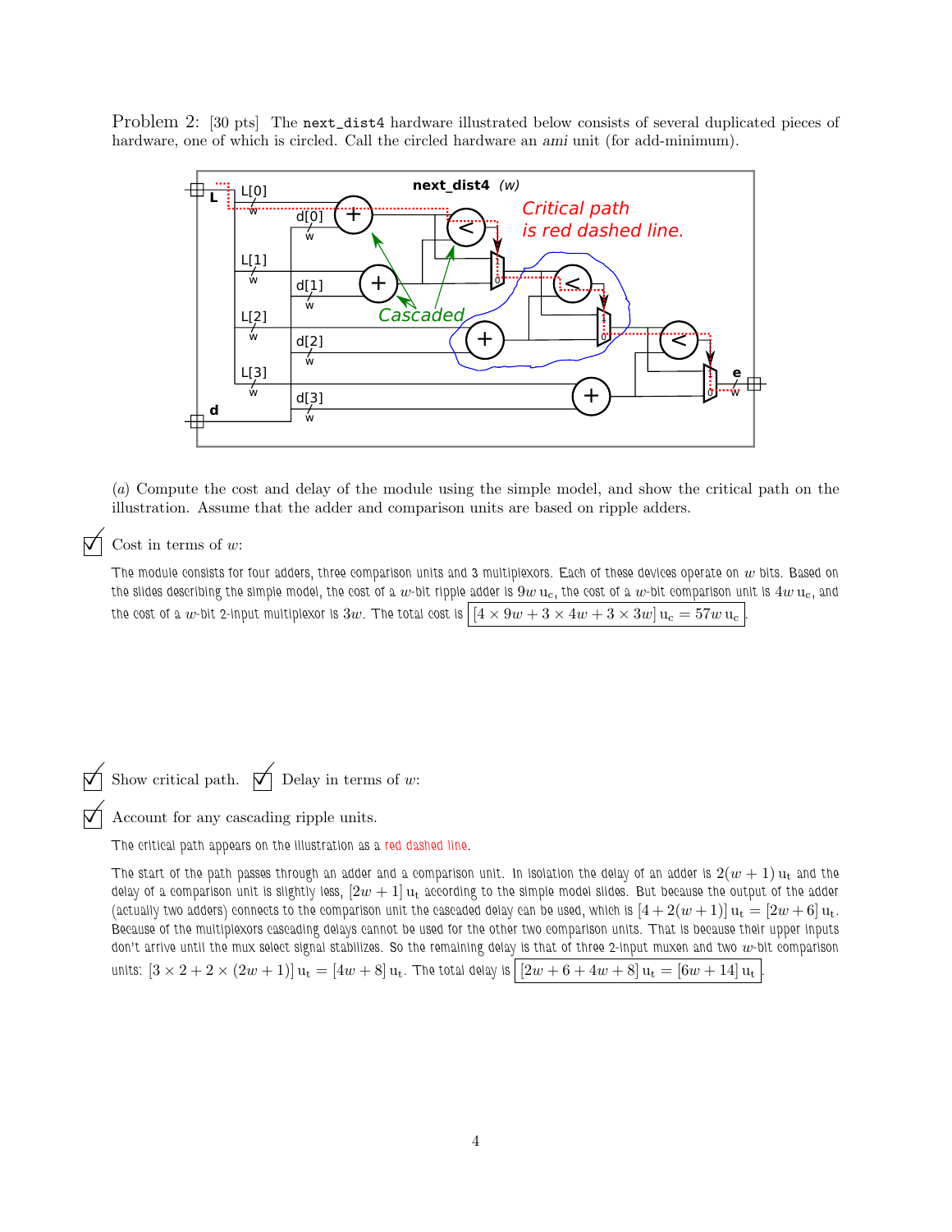Problem 2: [30 pts] The `next_dist4` hardware illustrated below consists of several duplicated pieces of hardware, one of which is circled. Call the circled hardware an *ami* unit (for add-minimum).

(*a*) Compute the cost and delay of the module using the simple model, and show the critical path on the illustration. Assume that the adder and comparison units are based on ripple adders.

☑ Cost in terms of $w$:

The module consists for four adders, three comparison units and 3 multiplexors. Each of these devices operate on $w$ bits. Based on the slides describing the simple model, the cost of a $w$-bit ripple adder is $9w\,\mathrm{u_c}$, the cost of a $w$-bit comparison unit is $4w\,\mathrm{u_c}$, and the cost of a $w$-bit 2-input multiplexor is $3w$. The total cost is $[4 \times 9w + 3 \times 4w + 3 \times 3w]\,\mathrm{u_c} = 57w\,\mathrm{u_c}$.

☑ Show critical path. ☑ Delay in terms of $w$:

☑ Account for any cascading ripple units.

The critical path appears on the illustration as a red dashed line.

The start of the path passes through an adder and a comparison unit. In isolation the delay of an adder is $2(w+1)\,\mathrm{u_t}$ and the delay of a comparison unit is slightly less, $[2w+1]\,\mathrm{u_t}$ according to the simple model slides. But because the output of the adder (actually two adders) connects to the comparison unit the cascaded delay can be used, which is $[4 + 2(w+1)]\,\mathrm{u_t} = [2w+6]\,\mathrm{u_t}$. Because of the multiplexors cascading delays cannot be used for the other two comparison units. That is because their upper inputs don't arrive until the mux select signal stabilizes. So the remaining delay is that of three 2-input muxen and two $w$-bit comparison units: $[3 \times 2 + 2 \times (2w+1)]\,\mathrm{u_t} = [4w+8]\,\mathrm{u_t}$. The total delay is $[2w + 6 + 4w + 8]\,\mathrm{u_t} = [6w + 14]\,\mathrm{u_t}$.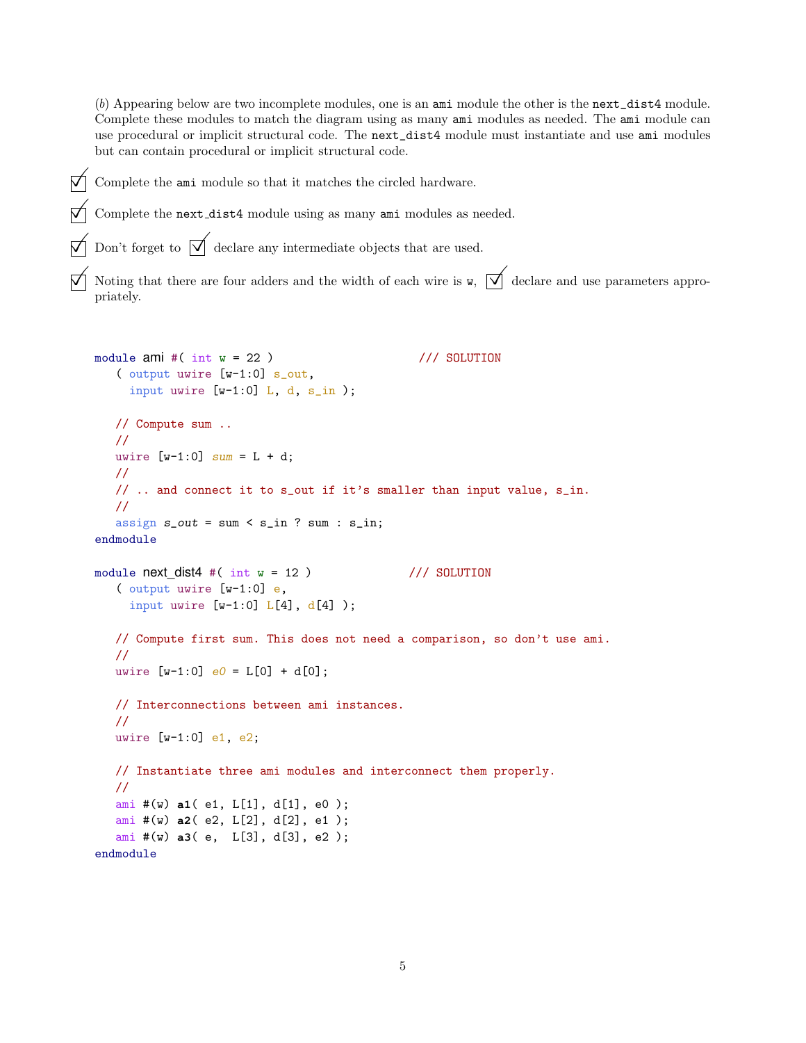(*b*) Appearing below are two incomplete modules, one is an `ami` module the other is the `next_dist4` module. Complete these modules to match the diagram using as many `ami` modules as needed. The `ami` module can use procedural or implicit structural code. The `next_dist4` module must instantiate and use `ami` modules but can contain procedural or implicit structural code.

☑ Complete the `ami` module so that it matches the circled hardware.

☑ Complete the `next_dist4` module using as many `ami` modules as needed.

☑ Don't forget to ☑ declare any intermediate objects that are used.

☑ Noting that there are four adders and the width of each wire is `w`, ☑ declare and use parameters appropriately.

```
module ami #( int w = 22 )                    /// SOLUTION
   ( output uwire [w-1:0] s_out,
     input uwire [w-1:0] L, d, s_in );

   // Compute sum ..
   //
   uwire [w-1:0] sum = L + d;
   //
   // .. and connect it to s_out if it's smaller than input value, s_in.
   //
   assign s_out = sum < s_in ? sum : s_in;
endmodule

module next_dist4 #( int w = 12 )              /// SOLUTION
   ( output uwire [w-1:0] e,
     input uwire [w-1:0] L[4], d[4] );

   // Compute first sum. This does not need a comparison, so don't use ami.
   //
   uwire [w-1:0] e0 = L[0] + d[0];

   // Interconnections between ami instances.
   //
   uwire [w-1:0] e1, e2;

   // Instantiate three ami modules and interconnect them properly.
   //
   ami #(w) a1( e1, L[1], d[1], e0 );
   ami #(w) a2( e2, L[2], d[2], e1 );
   ami #(w) a3( e,  L[3], d[3], e2 );
endmodule
```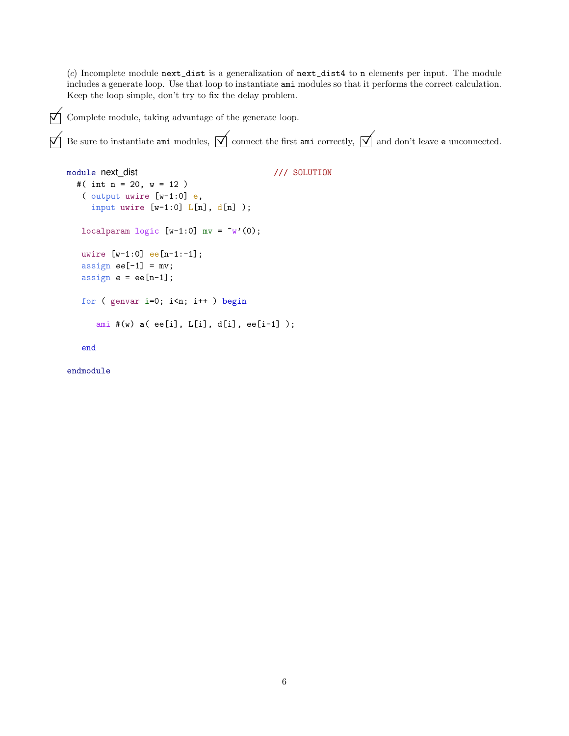(*c*) Incomplete module `next_dist` is a generalization of `next_dist4` to `n` elements per input. The module includes a generate loop. Use that loop to instantiate `ami` modules so that it performs the correct calculation. Keep the loop simple, don't try to fix the delay problem.

☑ Complete module, taking advantage of the generate loop.

☑ Be sure to instantiate `ami` modules, ☑ connect the first `ami` correctly, ☑ and don't leave `e` unconnected.

```
module next_dist                              /// SOLUTION
  #( int n = 20, w = 12 )
   ( output uwire [w-1:0] e,
     input uwire [w-1:0] L[n], d[n] );

   localparam logic [w-1:0] mv = ~w'(0);

   uwire [w-1:0] ee[n-1:-1];
   assign ee[-1] = mv;
   assign e = ee[n-1];

   for ( genvar i=0; i<n; i++ ) begin

      ami #(w) a( ee[i], L[i], d[i], ee[i-1] );

   end

endmodule
```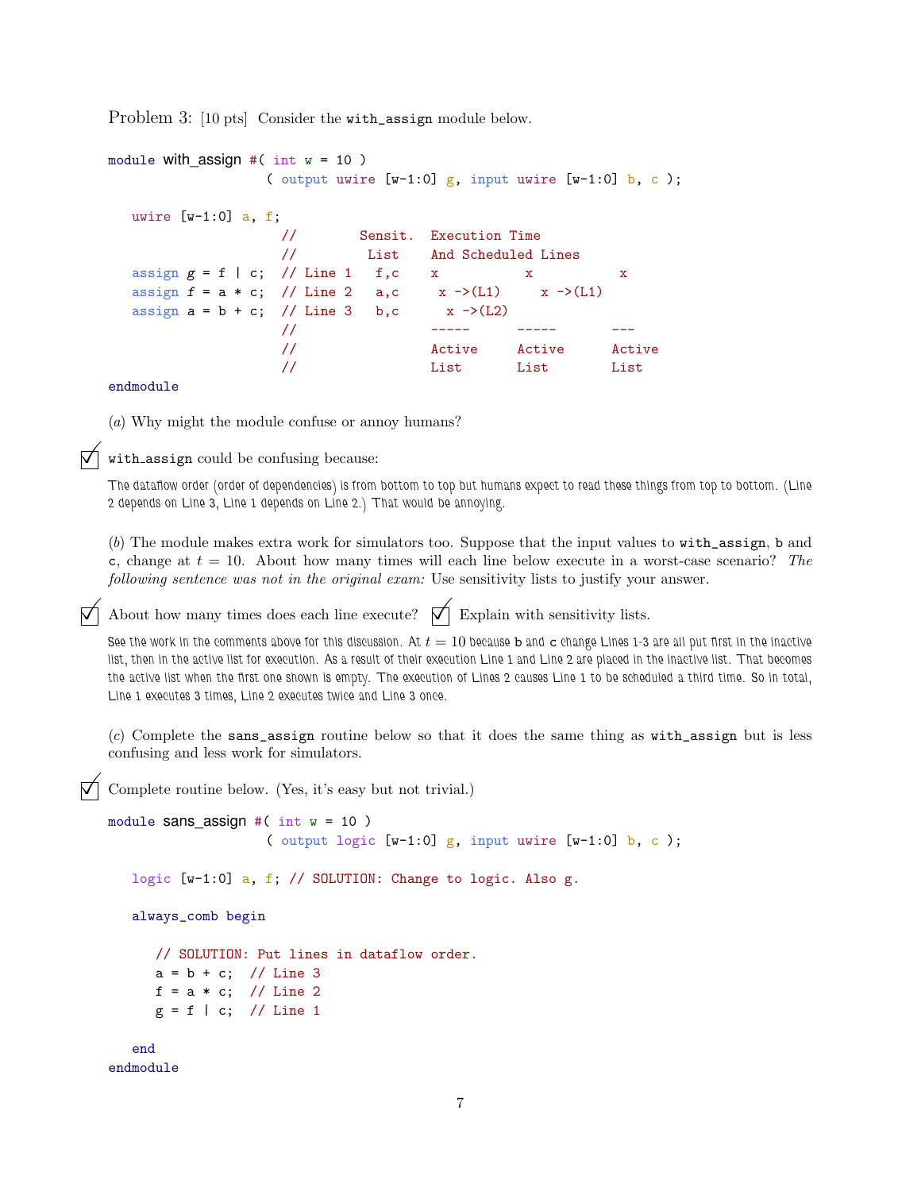Problem 3: [10 pts] Consider the `with_assign` module below.

```
module with_assign #( int w = 10 )
                    ( output uwire [w-1:0] g, input uwire [w-1:0] b, c );

   uwire [w-1:0] a, f;
                      //        Sensit.  Execution Time
                      //         List    And Scheduled Lines
   assign g = f | c;  // Line 1   f,c    x           x           x
   assign f = a * c;  // Line 2   a,c     x ->(L1)     x ->(L1)
   assign a = b + c;  // Line 3   b,c      x ->(L2)
                      //                 -----      -----       ---
                      //                 Active     Active      Active
                      //                 List       List        List
endmodule
```

(*a*) Why might the module confuse or annoy humans?

☑ `with_assign` could be confusing because:

The dataflow order (order of dependencies) is from bottom to top but humans expect to read these things from top to bottom. (Line 2 depends on Line 3, Line 1 depends on Line 2.) That would be annoying.

(*b*) The module makes extra work for simulators too. Suppose that the input values to `with_assign`, `b` and `c`, change at $t = 10$. About how many times will each line below execute in a worst-case scenario? *The following sentence was not in the original exam:* Use sensitivity lists to justify your answer.

☑ About how many times does each line execute? ☑ Explain with sensitivity lists.

See the work in the comments above for this discussion. At $t = 10$ because `b` and `c` change Lines 1-3 are all put first in the inactive list, then in the active list for execution. As a result of their execution Line 1 and Line 2 are placed in the inactive list. That becomes the active list when the first one shown is empty. The execution of Lines 2 causes Line 1 to be scheduled a third time. So in total, Line 1 executes 3 times, Line 2 executes twice and Line 3 once.

(*c*) Complete the `sans_assign` routine below so that it does the same thing as `with_assign` but is less confusing and less work for simulators.

☑ Complete routine below. (Yes, it's easy but not trivial.)

```
module sans_assign #( int w = 10 )
                    ( output logic [w-1:0] g, input uwire [w-1:0] b, c );

   logic [w-1:0] a, f; // SOLUTION: Change to logic. Also g.

   always_comb begin

      // SOLUTION: Put lines in dataflow order.
      a = b + c;  // Line 3
      f = a * c;  // Line 2
      g = f | c;  // Line 1

   end
endmodule
```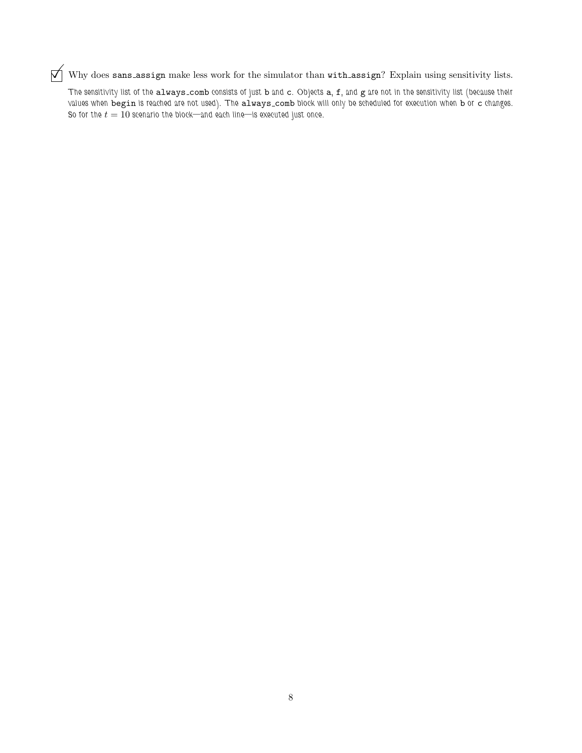☑ Why does `sans_assign` make less work for the simulator than `with_assign`? Explain using sensitivity lists.

*The sensitivity list of the* `always_comb` *consists of just* `b` *and* `c`*. Objects* `a`*,* `f`*, and* `g` *are not in the sensitivity list (because their values when* `begin` *is reached are not used). The* `always_comb` *block will only be scheduled for execution when* `b` *or* `c` *changes. So for the* $t = 10$ *scenario the block—and each line—is executed just once.*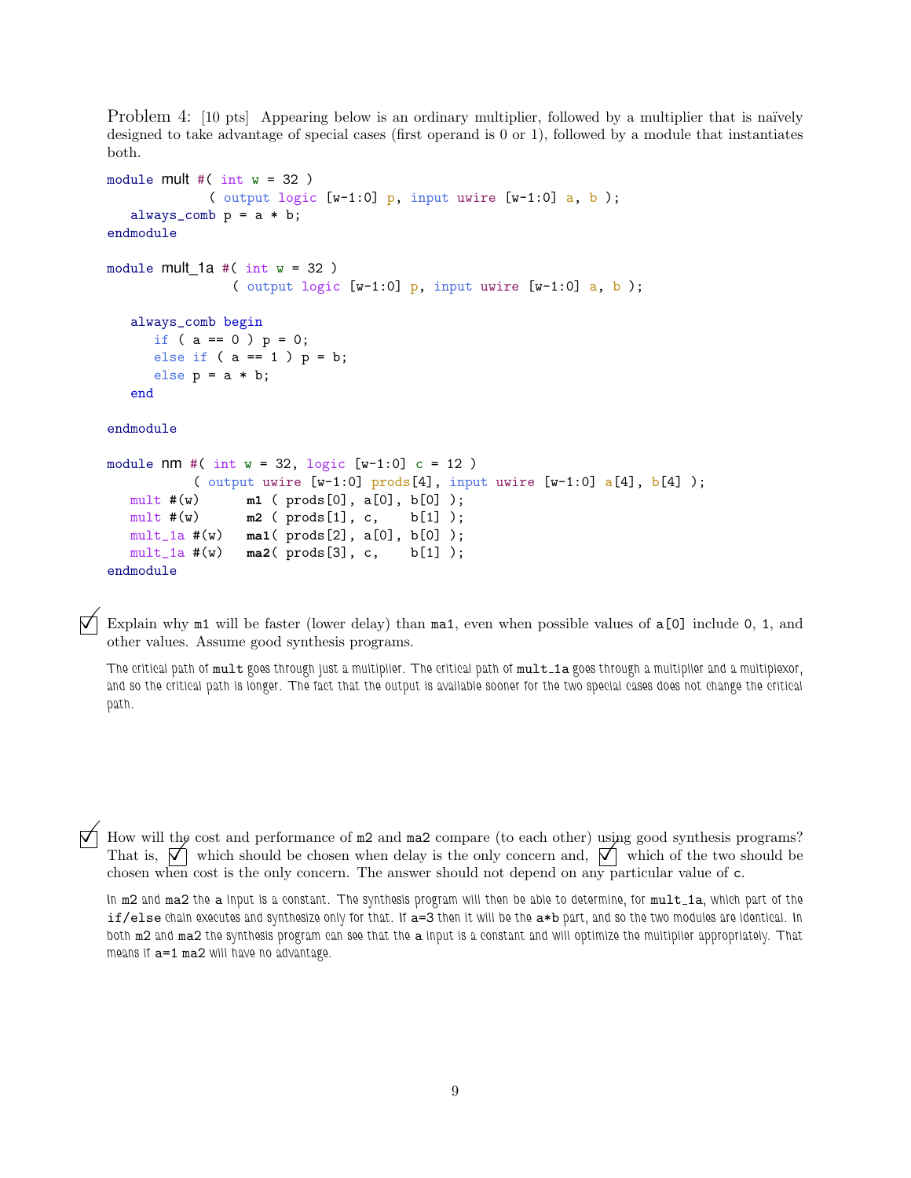Problem 4: [10 pts] Appearing below is an ordinary multiplier, followed by a multiplier that is naïvely designed to take advantage of special cases (first operand is 0 or 1), followed by a module that instantiates both.

```
module mult #( int w = 32 )
             ( output logic [w-1:0] p, input uwire [w-1:0] a, b );
   always_comb p = a * b;
endmodule

module mult_1a #( int w = 32 )
                ( output logic [w-1:0] p, input uwire [w-1:0] a, b );

   always_comb begin
      if ( a == 0 ) p = 0;
      else if ( a == 1 ) p = b;
      else p = a * b;
   end

endmodule

module nm #( int w = 32, logic [w-1:0] c = 12 )
          ( output uwire [w-1:0] prods[4], input uwire [w-1:0] a[4], b[4] );
   mult #(w)      m1  ( prods[0], a[0], b[0] );
   mult #(w)      m2  ( prods[1], c,    b[1] );
   mult_1a #(w)   ma1( prods[2], a[0], b[0] );
   mult_1a #(w)   ma2( prods[3], c,    b[1] );
endmodule
```

☑ Explain why m1 will be faster (lower delay) than ma1, even when possible values of a[0] include 0, 1, and other values. Assume good synthesis programs.

The critical path of `mult` goes through just a multiplier. The critical path of `mult_1a` goes through a multiplier and a multiplexor, and so the critical path is longer. The fact that the output is available sooner for the two special cases does not change the critical path.

☑ How will the cost and performance of m2 and ma2 compare (to each other) using good synthesis programs? That is, ☑ which should be chosen when delay is the only concern and, ☑ which of the two should be chosen when cost is the only concern. The answer should not depend on any particular value of c.

In m2 and ma2 the a input is a constant. The synthesis program will then be able to determine, for `mult_1a`, which part of the `if/else` chain executes and synthesize only for that. If a=3 then it will be the a*b part, and so the two modules are identical. In both m2 and ma2 the synthesis program can see that the a input is a constant and will optimize the multiplier appropriately. That means if a=1 ma2 will have no advantage.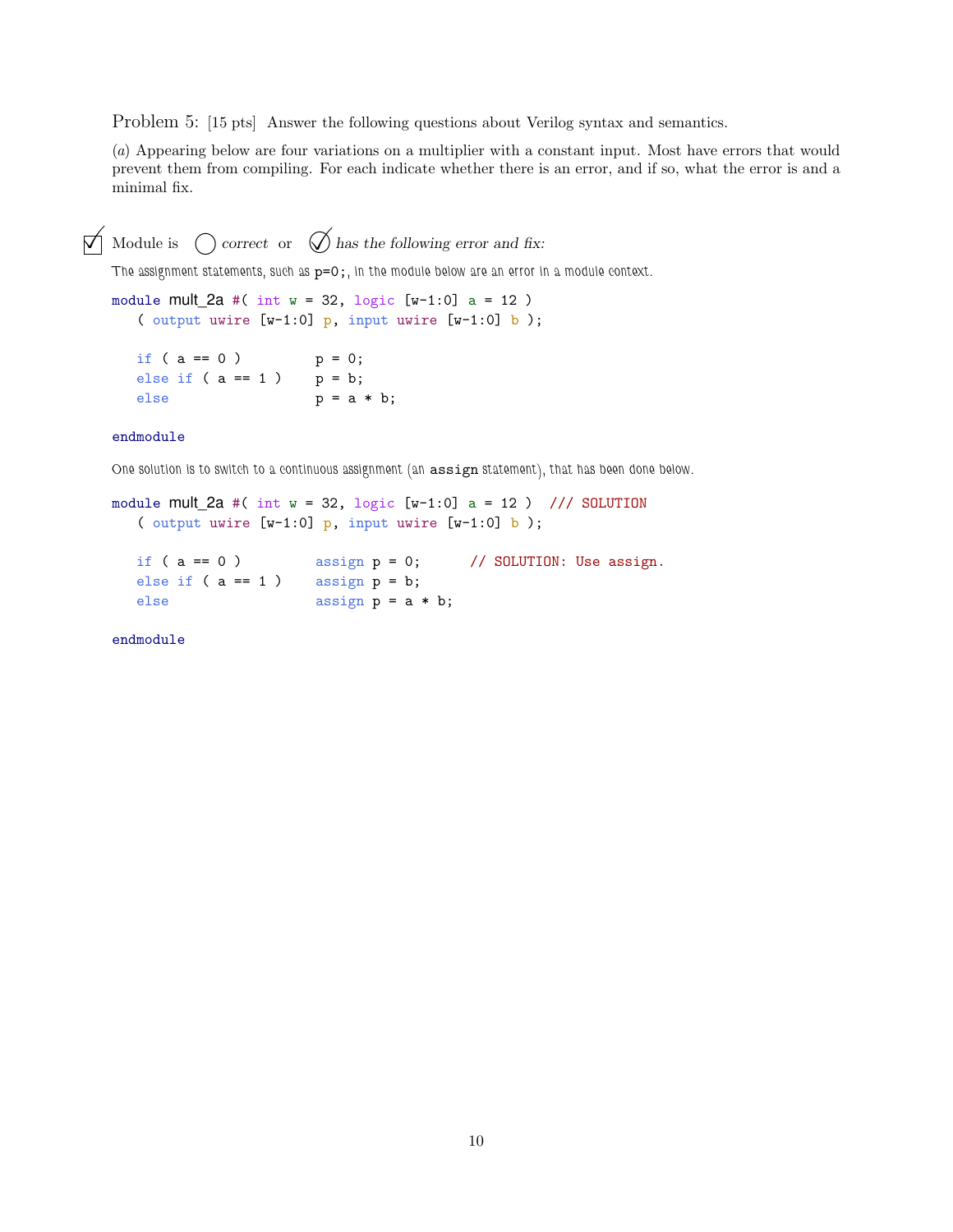Problem 5: [15 pts] Answer the following questions about Verilog syntax and semantics.

(*a*) Appearing below are four variations on a multiplier with a constant input. Most have errors that would prevent them from compiling. For each indicate whether there is an error, and if so, what the error is and a minimal fix.

☑ Module is ◯ *correct* or ✓ *has the following error and fix:*

The assignment statements, such as `p=0;`, in the module below are an error in a module context.

```
module mult_2a #( int w = 32, logic [w-1:0] a = 12 )
   ( output uwire [w-1:0] p, input uwire [w-1:0] b );

   if ( a == 0 )          p = 0;
   else if ( a == 1 )     p = b;
   else                   p = a * b;

endmodule
```

One solution is to switch to a continuous assignment (an `assign` statement), that has been done below.

```
module mult_2a #( int w = 32, logic [w-1:0] a = 12 )  /// SOLUTION
   ( output uwire [w-1:0] p, input uwire [w-1:0] b );

   if ( a == 0 )          assign p = 0;      // SOLUTION: Use assign.
   else if ( a == 1 )     assign p = b;
   else                   assign p = a * b;

endmodule
```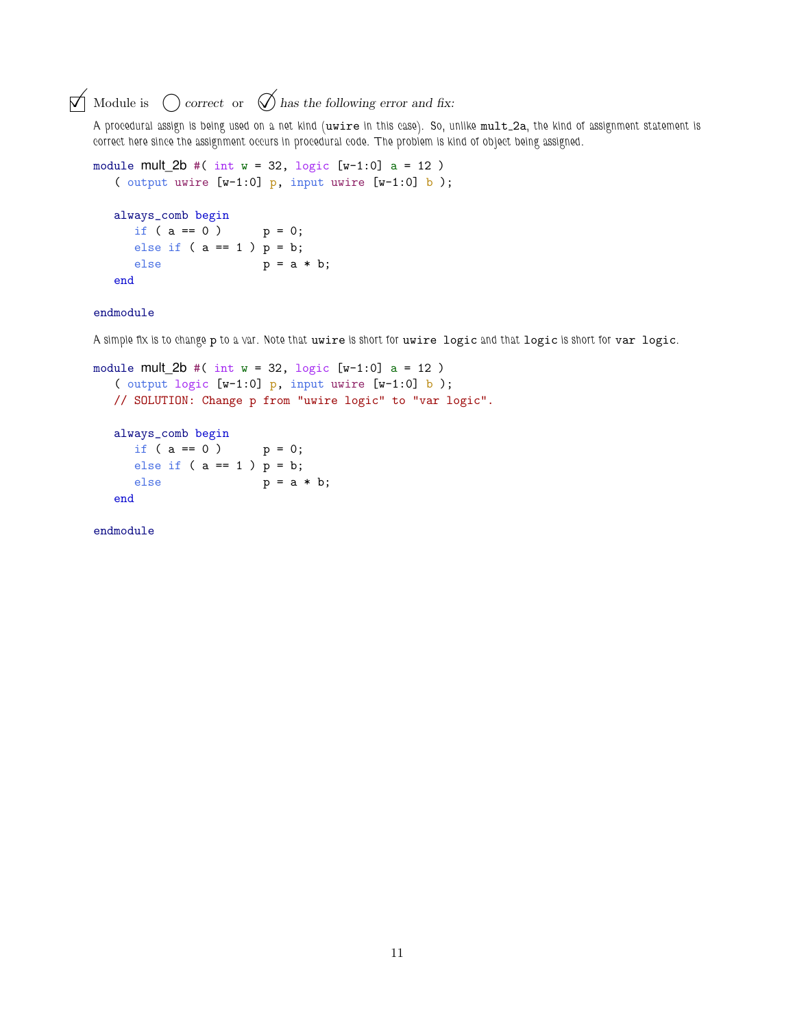☑ Module is ◯ *correct* or ◯✓ *has the following error and fix:*

A procedural assign is being used on a net kind (`uwire` in this case). So, unlike `mult_2a`, the kind of assignment statement is correct here since the assignment occurs in procedural code. The problem is kind of object being assigned.

```
module mult_2b #( int w = 32, logic [w-1:0] a = 12 )
   ( output uwire [w-1:0] p, input uwire [w-1:0] b );

   always_comb begin
      if ( a == 0 )      p = 0;
      else if ( a == 1 ) p = b;
      else               p = a * b;
   end

endmodule
```

A simple fix is to change `p` to a var. Note that `uwire` is short for `uwire logic` and that `logic` is short for `var logic`.

```
module mult_2b #( int w = 32, logic [w-1:0] a = 12 )
   ( output logic [w-1:0] p, input uwire [w-1:0] b );
   // SOLUTION: Change p from "uwire logic" to "var logic".

   always_comb begin
      if ( a == 0 )      p = 0;
      else if ( a == 1 ) p = b;
      else               p = a * b;
   end

endmodule
```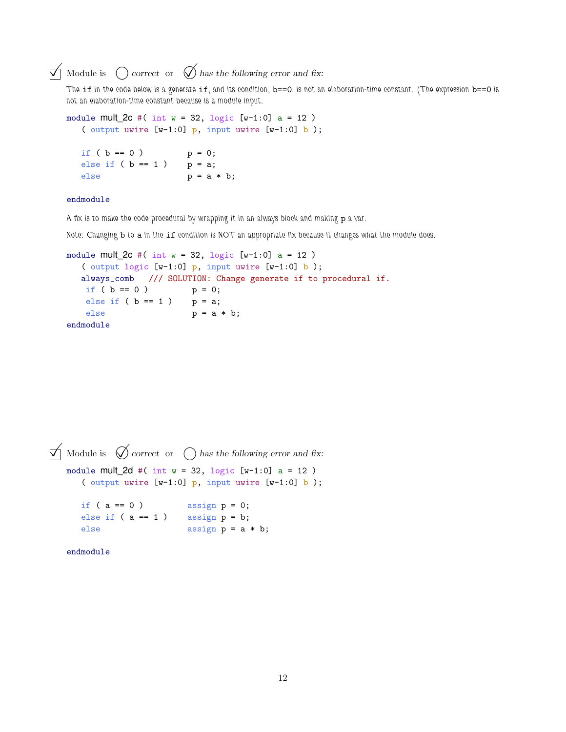☑ Module is ◯ *correct* or ✓ *has the following error and fix:*

The `if` in the code below is a generate `if`, and its condition, `b==0`, is not an elaboration-time constant. (The expression `b==0` is not an elaboration-time constant because is a module input.

```
module mult_2c #( int w = 32, logic [w-1:0] a = 12 )
   ( output uwire [w-1:0] p, input uwire [w-1:0] b );

   if ( b == 0 )          p = 0;
   else if ( b == 1 )     p = a;
   else                   p = a * b;

endmodule
```

A fix is to make the code procedural by wrapping it in an always block and making `p` a var.

Note: Changing `b` to `a` in the `if` condition is NOT an appropriate fix because it changes what the module does.

```
module mult_2c #( int w = 32, logic [w-1:0] a = 12 )
   ( output logic [w-1:0] p, input uwire [w-1:0] b );
   always_comb   /// SOLUTION: Change generate if to procedural if.
    if ( b == 0 )          p = 0;
    else if ( b == 1 )     p = a;
    else                   p = a * b;
endmodule
```

☑ Module is ✓ *correct* or ◯ *has the following error and fix:*

```
module mult_2d #( int w = 32, logic [w-1:0] a = 12 )
   ( output uwire [w-1:0] p, input uwire [w-1:0] b );

   if ( a == 0 )          assign p = 0;
   else if ( a == 1 )     assign p = b;
   else                   assign p = a * b;

endmodule
```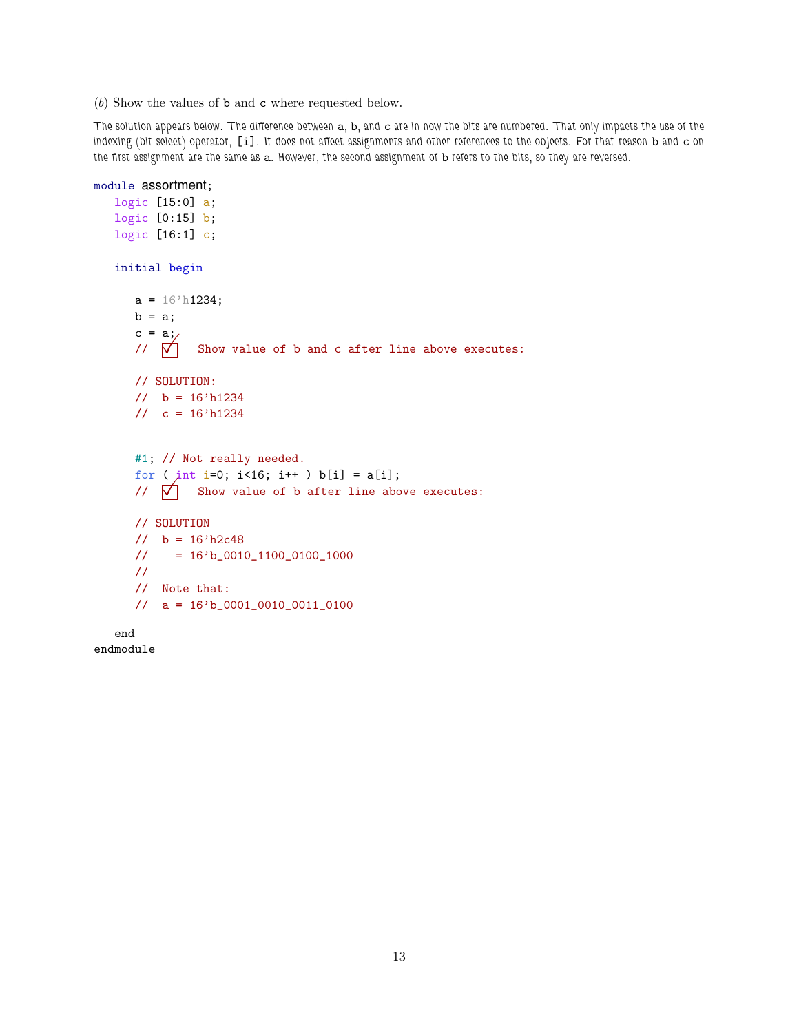(*b*) Show the values of b and c where requested below.

The solution appears below. The difference between a, b, and c are in how the bits are numbered. That only impacts the use of the indexing (bit select) operator, [i]. It does not affect assignments and other references to the objects. For that reason b and c on the first assignment are the same as a. However, the second assignment of b refers to the bits, so they are reversed.

```
module assortment;
   logic [15:0] a;
   logic [0:15] b;
   logic [16:1] c;

   initial begin

      a = 16'h1234;
      b = a;
      c = a;
      //  ☑   Show value of b and c after line above executes:

      // SOLUTION:
      //  b = 16'h1234
      //  c = 16'h1234


      #1; // Not really needed.
      for ( int i=0; i<16; i++ ) b[i] = a[i];
      //  ☑   Show value of b after line above executes:

      // SOLUTION
      //  b = 16'h2c48
      //    = 16'b_0010_1100_0100_1000
      //
      //  Note that:
      //  a = 16'b_0001_0010_0011_0100

   end
endmodule
```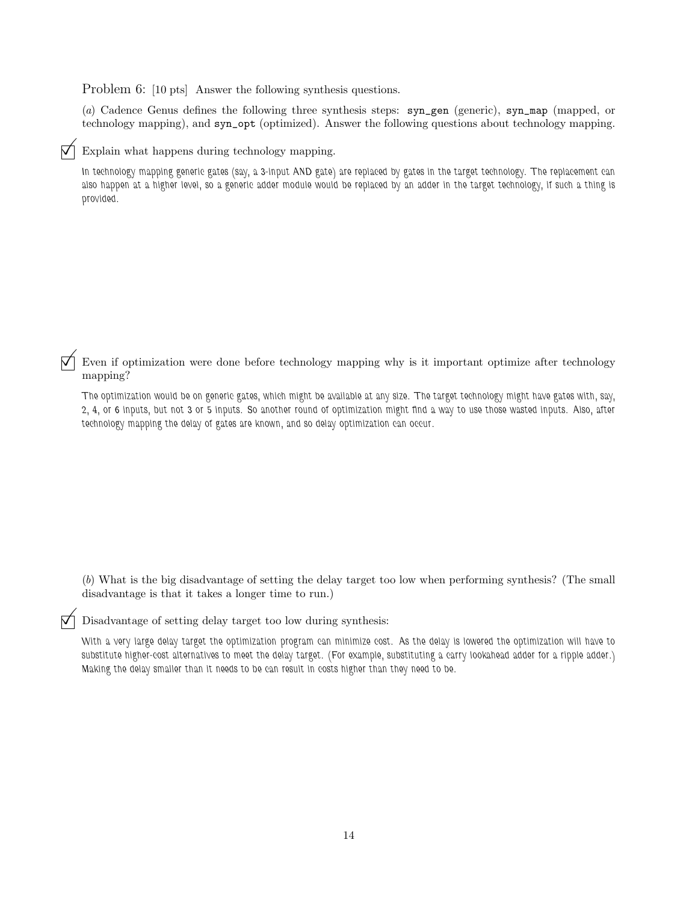Problem 6: [10 pts] Answer the following synthesis questions.

(*a*) Cadence Genus defines the following three synthesis steps: `syn_gen` (generic), `syn_map` (mapped, or technology mapping), and `syn_opt` (optimized). Answer the following questions about technology mapping.

☑ Explain what happens during technology mapping.

In technology mapping generic gates (say, a 3-input AND gate) are replaced by gates in the target technology. The replacement can also happen at a higher level, so a generic adder module would be replaced by an adder in the target technology, if such a thing is provided.

☑ Even if optimization were done before technology mapping why is it important optimize after technology mapping?

The optimization would be on generic gates, which might be available at any size. The target technology might have gates with, say, 2, 4, or 6 inputs, but not 3 or 5 inputs. So another round of optimization might find a way to use those wasted inputs. Also, after technology mapping the delay of gates are known, and so delay optimization can occur.

(*b*) What is the big disadvantage of setting the delay target too low when performing synthesis? (The small disadvantage is that it takes a longer time to run.)

☑ Disadvantage of setting delay target too low during synthesis:

With a very large delay target the optimization program can minimize cost. As the delay is lowered the optimization will have to substitute higher-cost alternatives to meet the delay target. (For example, substituting a carry lookahead adder for a ripple adder.) Making the delay smaller than it needs to be can result in costs higher than they need to be.